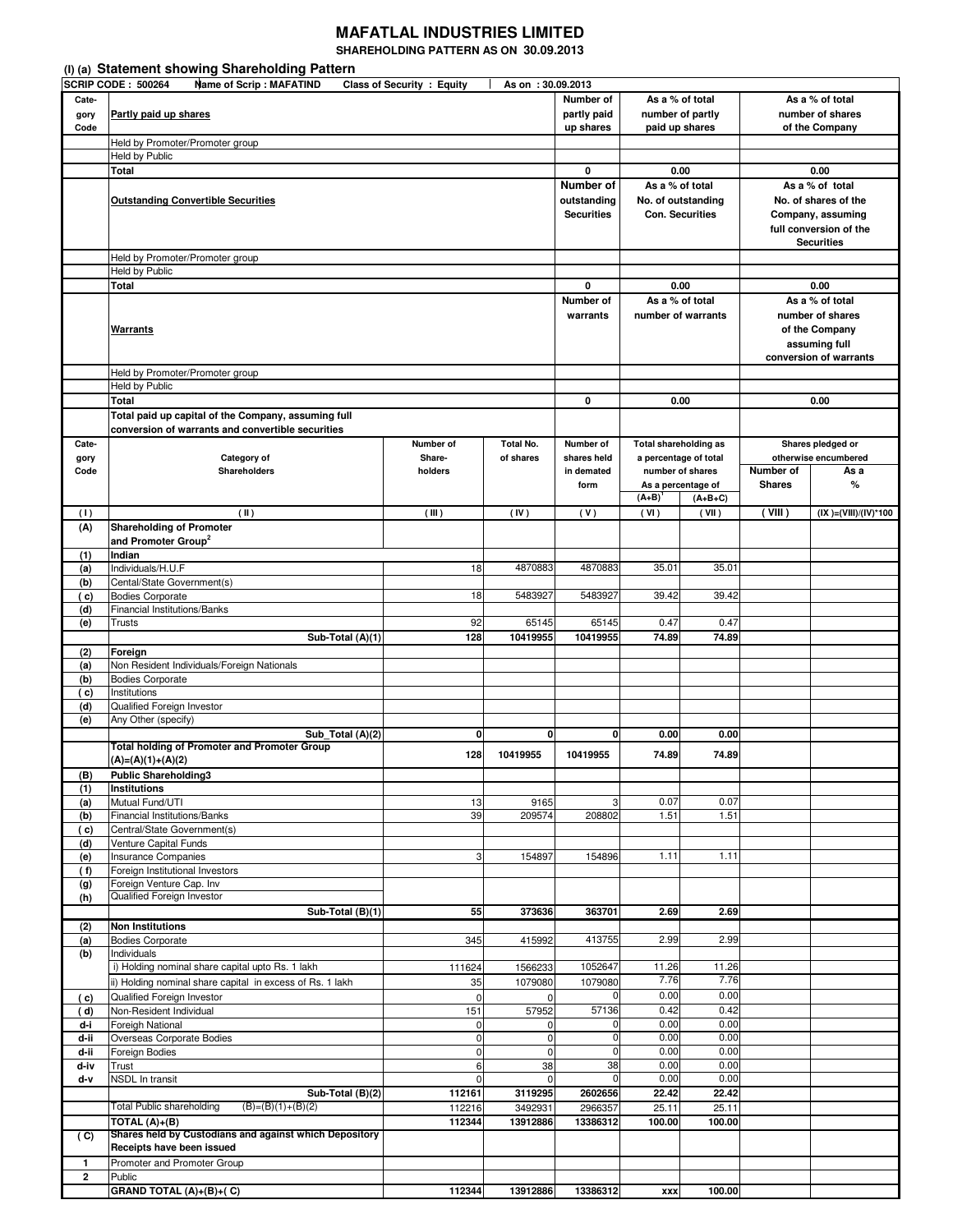# MAFATLAL INDUSTRIES LIMITED

**SHAREHOLDING PATTERN AS ON 30.09.2013**

## (I) (a) Statement showing Shareholding Pattern

**SCRIP CODE : 500264 | Name of Scrip : MAFATIND | Class of Security : Equity | As on : 30.09.2013**

| Category Code | Partly paid up shares | Number of partly paid up shares | As a % of total number of partly paid up shares | As a % of total number of shares of the Company |
|---|---|---|---|---|
| | Held by Promoter/Promoter group | | | |
| | Held by Public | | | |
| | **Total** | **0** | **0.00** | **0.00** |

| | Outstanding Convertible Securities | Number of outstanding Securities | As a % of total No. of outstanding Con. Securities | As a % of total No. of shares of the Company, assuming full conversion of the Securities |
|---|---|---|---|---|
| | Held by Promoter/Promoter group | | | |
| | Held by Public | | | |
| | **Total** | **0** | **0.00** | **0.00** |

| | Warrants | Number of warrants | As a % of total number of warrants | As a % of total number of shares of the Company assuming full conversion of warrants |
|---|---|---|---|---|
| | Held by Promoter/Promoter group | | | |
| | Held by Public | | | |
| | **Total** | **0** | **0.00** | **0.00** |

**Total paid up capital of the Company, assuming full conversion of warrants and convertible securities**

| Category Code | Category of Shareholders | Number of Share-holders | Total No. of shares | Number of shares held in demated form | Total shareholding as a percentage of total number of shares As a percentage of (A+B)[1] | (A+B+C) | Shares pledged or otherwise encumbered Number of Shares | As a % |
|---|---|---|---|---|---|---|---|---|
| ( I ) | ( II ) | ( III ) | ( IV ) | ( V ) | ( VI ) | ( VII ) | ( VIII ) | (IX )=(VIII)/(IV)*100 |
| **(A)** | **Shareholding of Promoter and Promoter Group[2]** | | | | | | | |
| **(1)** | **Indian** | | | | | | | |
| (a) | Individuals/H.U.F | 18 | 4870883 | 4870883 | 35.01 | 35.01 | | |
| (b) | Cental/State Government(s) | | | | | | | |
| ( c) | Bodies Corporate | 18 | 5483927 | 5483927 | 39.42 | 39.42 | | |
| (d) | Financial Institutions/Banks | | | | | | | |
| (e) | Trusts | 92 | 65145 | 65145 | 0.47 | 0.47 | | |
| | **Sub-Total (A)(1)** | **128** | **10419955** | **10419955** | **74.89** | **74.89** | | |
| **(2)** | **Foreign** | | | | | | | |
| (a) | Non Resident Individuals/Foreign Nationals | | | | | | | |
| (b) | Bodies Corporate | | | | | | | |
| ( c) | Institutions | | | | | | | |
| (d) | Qualified Foreign Investor | | | | | | | |
| (e) | Any Other (specify) | | | | | | | |
| | **Sub_Total (A)(2)** | **0** | **0** | **0** | **0.00** | **0.00** | | |
| | **Total holding of Promoter and Promoter Group (A)=(A)(1)+(A)(2)** | **128** | **10419955** | **10419955** | **74.89** | **74.89** | | |
| **(B)** | **Public Shareholding3** | | | | | | | |
| **(1)** | **Institutions** | | | | | | | |
| (a) | Mutual Fund/UTI | 13 | 9165 | 3 | 0.07 | 0.07 | | |
| (b) | Financial Institutions/Banks | 39 | 209574 | 208802 | 1.51 | 1.51 | | |
| ( c) | Central/State Government(s) | | | | | | | |
| (d) | Venture Capital Funds | | | | | | | |
| (e) | Insurance Companies | 3 | 154897 | 154896 | 1.11 | 1.11 | | |
| ( f) | Foreign Institutional Investors | | | | | | | |
| (g) | Foreign Venture Cap. Inv | | | | | | | |
| (h) | Qualified Foreign Investor | | | | | | | |
| | **Sub-Total (B)(1)** | **55** | **373636** | **363701** | **2.69** | **2.69** | | |
| **(2)** | **Non Institutions** | | | | | | | |
| (a) | Bodies Corporate | 345 | 415992 | 413755 | 2.99 | 2.99 | | |
| (b) | Individuals | | | | | | | |
| | i) Holding nominal share capital upto Rs. 1 lakh | 111624 | 1566233 | 1052647 | 11.26 | 11.26 | | |
| | ii) Holding nominal share capital in excess of Rs. 1 lakh | 35 | 1079080 | 1079080 | 7.76 | 7.76 | | |
| ( c) | Qualified Foreign Investor | 0 | 0 | 0 | 0.00 | 0.00 | | |
| ( d) | Non-Resident Individual | 151 | 57952 | 57136 | 0.42 | 0.42 | | |
| d-i | Foreign National | 0 | 0 | 0 | 0.00 | 0.00 | | |
| d-ii | Overseas Corporate Bodies | 0 | 0 | 0 | 0.00 | 0.00 | | |
| d-ii | Foreign Bodies | 0 | 0 | 0 | 0.00 | 0.00 | | |
| d-iv | Trust | 6 | 38 | 38 | 0.00 | 0.00 | | |
| d-v | NSDL In transit | 0 | 0 | 0 | 0.00 | 0.00 | | |
| | **Sub-Total (B)(2)** | **112161** | **3119295** | **2602656** | **22.42** | **22.42** | | |
| | Total Public shareholding (B)=(B)(1)+(B)(2) | 112216 | 3492931 | 2966357 | 25.11 | 25.11 | | |
| | **TOTAL (A)+(B)** | **112344** | **13912886** | **13386312** | **100.00** | **100.00** | | |
| **( C)** | **Shares held by Custodians and against which Depository Receipts have been issued** | | | | | | | |
| 1 | Promoter and Promoter Group | | | | | | | |
| 2 | Public | | | | | | | |
| | **GRAND TOTAL (A)+(B)+( C)** | **112344** | **13912886** | **13386312** | **xxx** | **100.00** | | |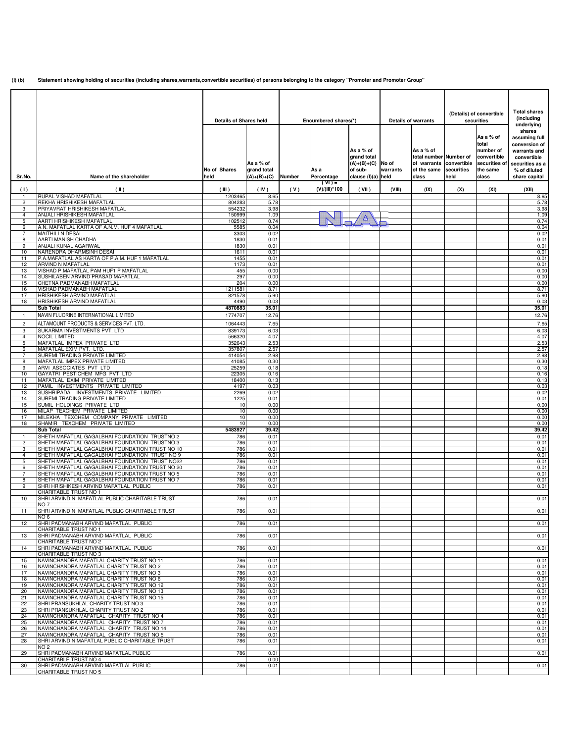(I) (b) Statement showing holding of securities (including shares,warrants,convertible securities) of persons belonging to the category "Promoter and Promoter Group"

| Sr.No. | Name of the shareholder | Details of Shares held | | Encumbered shares(*) | | | Details of warrants | | (Details) of convertible securities | | Total shares (including underlying shares assuming full conversion of warrants and convertible securities as a % of diluted share capital |
|---|---|---|---|---|---|---|---|---|---|---|---|
| | | No of Shares held | As a % of grand total (A)+(B)+(C) | Number | As a Percentage | As a % of grand total (A)+(B)+(C) of sub-clause (I)(a) | No of warrants held | As a % of total number of warrants of the same class | Number of convertible securities held | As a % of total number of convertible securities of the same class | |
| ( I ) | ( II ) | ( III ) | ( IV ) | ( V ) | ( VI ) = (V)/(III)*100 | ( VII ) | (VIII) | (IX) | (X) | (XI) | (XII) |
| 1 | RUPAL VISHAD MAFATLAL | 1203465 | 8.65 | | | | | | | | 8.65 |
| 2 | REKHA HRISHIKESH MAFATLAL | 804283 | 5.78 | | | | | | | | 5.78 |
| 3 | PRIYAVRAT HRISHIKESH MAFATLAL | 554232 | 3.98 | | | | | | | | 3.98 |
| 4 | ANJALI HRISHIKESH MAFATLAL | 150999 | 1.09 | | N.A. | | | | | | 1.09 |
| 5 | AARTI HRISHIKESH MAFATLAL | 102512 | 0.74 | | | | | | | | 0.74 |
| 6 | A.N. MAFATLAL KARTA OF A.N.M. HUF 4 MAFATLAL | 5585 | 0.04 | | | | | | | | 0.04 |
| 7 | MAITHILI N DESAI | 3303 | 0.02 | | | | | | | | 0.02 |
| 8 | AARTI MANISH CHADHA | 1830 | 0.01 | | | | | | | | 0.01 |
| 9 | ANJALI KUNAL AGARWAL | 1830 | 0.01 | | | | | | | | 0.01 |
| 10 | NARENDRA DHARMSINH DESAI | 1611 | 0.01 | | | | | | | | 0.01 |
| 11 | P.A.MAFATLAL AS KARTA OF P.A.M. HUF 1 MAFATLAL | 1455 | 0.01 | | | | | | | | 0.01 |
| 12 | ARVIND N MAFATLAL | 1173 | 0.01 | | | | | | | | 0.01 |
| 13 | VISHAD P.MAFATLAL PAM HUF1 P MAFATLAL | 455 | 0.00 | | | | | | | | 0.00 |
| 14 | SUSHILABEN ARVIND PRASAD MAFATLAL | 297 | 0.00 | | | | | | | | 0.00 |
| 15 | CHETNA PADMANABH MAFATLAL | 204 | 0.00 | | | | | | | | 0.00 |
| 16 | VISHAD PADMANABH MAFATLAL | 1211581 | 8.71 | | | | | | | | 8.71 |
| 17 | HRISHIKESH ARVIND MAFATLAL | 821578 | 5.90 | | | | | | | | 5.90 |
| 18 | HRISHIKESH ARVIND MAFATLAL | 4490 | 0.03 | | | | | | | | 0.03 |
| | **Sub Total** | **4870883** | **35.01** | | | | | | | | **35.01** |
| 1 | NAVIN FLUORINE INTERNATIONAL LIMITED | 1774707 | 12.76 | | | | | | | | 12.76 |
| 2 | ALTAMOUNT PRODUCTS & SERVICES PVT. LTD. | 1064443 | 7.65 | | | | | | | | 7.65 |
| 3 | SUKARMA INVESTMENTS PVT. LTD | 839173 | 6.03 | | | | | | | | 6.03 |
| 4 | NOCIL LIMITED | 566320 | 4.07 | | | | | | | | 4.07 |
| 5 | MAFATLAL IMPEX PRIVATE LTD | 352643 | 2.53 | | | | | | | | 2.53 |
| 6 | MAFATLAL EXIM PVT. LTD. | 357807 | 2.57 | | | | | | | | 2.57 |
| 7 | SUREMI TRADING PRIVATE LIMITED | 414054 | 2.98 | | | | | | | | 2.98 |
| 8 | MAFATLAL IMPEX PRIVATE LIMITED | 41085 | 0.30 | | | | | | | | 0.30 |
| 9 | ARVI ASSOCIATES PVT LTD | 25259 | 0.18 | | | | | | | | 0.18 |
| 10 | GAYATRI PESTICHEM MFG PVT LTD | 22305 | 0.16 | | | | | | | | 0.16 |
| 11 | MAFATLAL EXIM PRIVATE LIMITED | 18400 | 0.13 | | | | | | | | 0.13 |
| 12 | PAMIL INVESTMENTS PRIVATE LIMITED | 4197 | 0.03 | | | | | | | | 0.03 |
| 13 | SUSHRIPADA INVESTMENTS PRIVATE LIMITED | 2269 | 0.02 | | | | | | | | 0.02 |
| 14 | SUREMI TRADING PRIVATE LIMITED | 1225 | 0.01 | | | | | | | | 0.01 |
| 15 | SUMIL HOLDINGS PRIVATE LTD | 10 | 0.00 | | | | | | | | 0.00 |
| 16 | MILAP TEXCHEM PRIVATE LIMITED | 10 | 0.00 | | | | | | | | 0.00 |
| 17 | MILEKHA TEXCHEM COMPANY PRIVATE LIMITED | 10 | 0.00 | | | | | | | | 0.00 |
| 18 | SHAMIR TEXCHEM PRIVATE LIMITED | 10 | 0.00 | | | | | | | | 0.00 |
| | **Sub Total** | **5483927** | **39.42** | | | | | | | | **39.42** |
| 1 | SHETH MAFATLAL GAGALBHAI FOUNDATION TRUSTNO 2 | 786 | 0.01 | | | | | | | | 0.01 |
| 2 | SHETH MAFATLAL GAGALBHAI FOUNDATION TRUSTNO.3 | 786 | 0.01 | | | | | | | | 0.01 |
| 3 | SHETH MAFATLAL GAGALBHAI FOUNDATION TRUST NO 10 | 786 | 0.01 | | | | | | | | 0.01 |
| 4 | SHETH MAFATLAL GAGALBHAI FOUNDATION TRUST NO 9 | 786 | 0.01 | | | | | | | | 0.01 |
| 5 | SHETH MAFATLAL GAGALBHAI FOUNDATION TRUST NO22 | 786 | 0.01 | | | | | | | | 0.01 |
| 6 | SHETH MAFATLAL GAGALBHAI FOUNDATION TRUST NO 20 | 786 | 0.01 | | | | | | | | 0.01 |
| 7 | SHETH MAFATLAL GAGALBHAI FOUNDATION TRUST NO 5 | 786 | 0.01 | | | | | | | | 0.01 |
| 8 | SHETH MAFATLAL GAGALBHAI FOUNDATION TRUST NO 7 | 786 | 0.01 | | | | | | | | 0.01 |
| 9 | SHRI HRISHIKESH ARVIND MAFATLAL PUBLIC CHARITABLE TRUST NO 1 | 786 | 0.01 | | | | | | | | 0.01 |
| 10 | SHRI ARVIND N MAFATLAL PUBLIC CHARITABLE TRUST NO 7 | 786 | 0.01 | | | | | | | | 0.01 |
| 11 | SHRI ARVIND N MAFATLAL PUBLIC CHARITABLE TRUST NO 6 | 786 | 0.01 | | | | | | | | 0.01 |
| 12 | SHRI PADMANABH ARVIND MAFATLAL PUBLIC CHARITABLE TRUST NO 1 | 786 | 0.01 | | | | | | | | 0.01 |
| 13 | SHRI PADMANABH ARVIND MAFATLAL PUBLIC CHARITABLE TRUST NO 2 | 786 | 0.01 | | | | | | | | 0.01 |
| 14 | SHRI PADMANABH ARVIND MAFATLAL PUBLIC CHARITABLE TRUST NO 3 | 786 | 0.01 | | | | | | | | 0.01 |
| 15 | NAVINCHANDRA MAFATLAL CHARITY TRUST NO 11 | 786 | 0.01 | | | | | | | | 0.01 |
| 16 | NAVINCHANDRA MAFATLAL CHARITY TRUST NO 2 | 786 | 0.01 | | | | | | | | 0.01 |
| 17 | NAVINCHANDRA MAFATLAL CHARITY TRUST NO 3 | 786 | 0.01 | | | | | | | | 0.01 |
| 18 | NAVINCHANDRA MAFATLAL CHARITY TRUST NO 6 | 786 | 0.01 | | | | | | | | 0.01 |
| 19 | NAVINCHANDRA MAFATLAL CHARITY TRUST NO 12 | 786 | 0.01 | | | | | | | | 0.01 |
| 20 | NAVINCHANDRA MAFATLAL CHARITY TRUST NO 13 | 786 | 0.01 | | | | | | | | 0.01 |
| 21 | NAVINCHANDRA MAFATLAL CHARITY TRUST NO 15 | 786 | 0.01 | | | | | | | | 0.01 |
| 22 | SHRI PRANSUKHLAL CHARITY TRUST NO 3 | 786 | 0.01 | | | | | | | | 0.01 |
| 23 | SHRI PRANSUKHLAL CHARITY TRUST NO 2 | 786 | 0.01 | | | | | | | | 0.01 |
| 24 | NAVINCHANDRA MAFATLAL CHARITY TRUST NO 4 | 786 | 0.01 | | | | | | | | 0.01 |
| 25 | NAVINCHANDRA MAFATLAL CHARITY TRUST NO 7 | 786 | 0.01 | | | | | | | | 0.01 |
| 26 | NAVINCHANDRA MAFATLAL CHARITY TRUST NO 14 | 786 | 0.01 | | | | | | | | 0.01 |
| 27 | NAVINCHANDRA MAFATLAL CHARITY TRUST NO 5 | 786 | 0.01 | | | | | | | | 0.01 |
| 28 | SHRI ARVIND N MAFATLAL PUBLIC CHARITABLE TRUST NO 2 | 786 | 0.01 | | | | | | | | 0.01 |
| 29 | SHRI PADMANABH ARVIND MAFATLAL PUBLIC CHARITABLE TRUST NO 4 | 786 | 0.01 | | | | | | | | 0.01 |
| | | | 0.00 | | | | | | | | |
| 30 | SHRI PADMANABH ARVIND MAFATLAL PUBLIC CHARITABLE TRUST NO 5 | 786 | 0.01 | | | | | | | | 0.01 |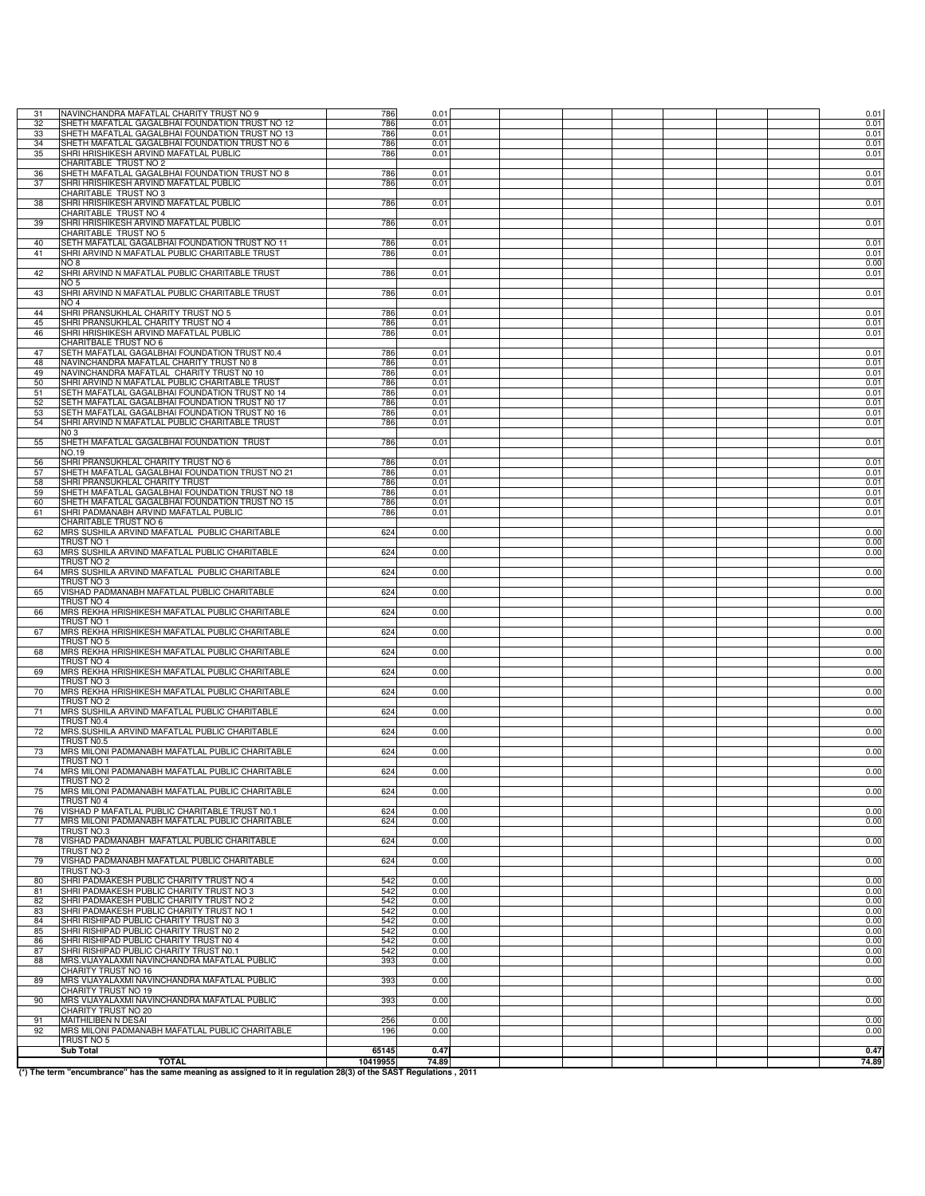| | | | | | | | | | | |
|---|---|---|---|---|---|---|---|---|---|---|
| 31 | NAVINCHANDRA MAFATLAL CHARITY TRUST NO 9 | 786 | 0.01 | | | | | | | 0.01 |
| 32 | SHETH MAFATLAL GAGALBHAI FOUNDATION TRUST NO 12 | 786 | 0.01 | | | | | | | 0.01 |
| 33 | SHETH MAFATLAL GAGALBHAI FOUNDATION TRUST NO 13 | 786 | 0.01 | | | | | | | 0.01 |
| 34 | SHETH MAFATLAL GAGALBHAI FOUNDATION TRUST NO 6 | 786 | 0.01 | | | | | | | 0.01 |
| 35 | SHRI HRISHIKESH ARVIND MAFATLAL PUBLIC CHARITABLE TRUST NO 2 | 786 | 0.01 | | | | | | | 0.01 |
| 36 | SHETH MAFATLAL GAGALBHAI FOUNDATION TRUST NO 8 | 786 | 0.01 | | | | | | | 0.01 |
| 37 | SHRI HRISHIKESH ARVIND MAFATLAL PUBLIC CHARITABLE TRUST NO 3 | 786 | 0.01 | | | | | | | 0.01 |
| 38 | SHRI HRISHIKESH ARVIND MAFATLAL PUBLIC CHARITABLE TRUST NO 4 | 786 | 0.01 | | | | | | | 0.01 |
| 39 | SHRI HRISHIKESH ARVIND MAFATLAL PUBLIC CHARITABLE TRUST NO 5 | 786 | 0.01 | | | | | | | 0.01 |
| 40 | SETH MAFATLAL GAGALBHAI FOUNDATION TRUST NO 11 | 786 | 0.01 | | | | | | | 0.01 |
| 41 | SHRI ARVIND N MAFATLAL PUBLIC CHARITABLE TRUST NO 8 | 786 | 0.01 | | | | | | | 0.01 |
| | | | | | | | | | | 0.00 |
| 42 | SHRI ARVIND N MAFATLAL PUBLIC CHARITABLE TRUST NO 5 | 786 | 0.01 | | | | | | | 0.01 |
| 43 | SHRI ARVIND N MAFATLAL PUBLIC CHARITABLE TRUST NO 4 | 786 | 0.01 | | | | | | | 0.01 |
| 44 | SHRI PRANSUKHLAL CHARITY TRUST NO 5 | 786 | 0.01 | | | | | | | 0.01 |
| 45 | SHRI PRANSUKHLAL CHARITY TRUST NO 4 | 786 | 0.01 | | | | | | | 0.01 |
| 46 | SHRI HRISHIKESH ARVIND MAFATLAL PUBLIC CHARITBALE TRUST NO 6 | 786 | 0.01 | | | | | | | 0.01 |
| 47 | SETH MAFATLAL GAGALBHAI FOUNDATION TRUST N0.4 | 786 | 0.01 | | | | | | | 0.01 |
| 48 | NAVINCHANDRA MAFATLAL CHARITY TRUST N0 8 | 786 | 0.01 | | | | | | | 0.01 |
| 49 | NAVINCHANDRA MAFATLAL CHARITY TRUST N0 10 | 786 | 0.01 | | | | | | | 0.01 |
| 50 | SHRI ARVIND N MAFATLAL PUBLIC CHARITABLE TRUST | 786 | 0.01 | | | | | | | 0.01 |
| 51 | SETH MAFATLAL GAGALBHAI FOUNDATION TRUST N0 14 | 786 | 0.01 | | | | | | | 0.01 |
| 52 | SETH MAFATLAL GAGALBHAI FOUNDATION TRUST N0 17 | 786 | 0.01 | | | | | | | 0.01 |
| 53 | SETH MAFATLAL GAGALBHAI FOUNDATION TRUST N0 16 | 786 | 0.01 | | | | | | | 0.01 |
| 54 | SHRI ARVIND N MAFATLAL PUBLIC CHARITABLE TRUST N0 3 | 786 | 0.01 | | | | | | | 0.01 |
| 55 | SHETH MAFATLAL GAGALBHAI FOUNDATION TRUST NO.19 | 786 | 0.01 | | | | | | | 0.01 |
| 56 | SHRI PRANSUKHLAL CHARITY TRUST NO 6 | 786 | 0.01 | | | | | | | 0.01 |
| 57 | SHETH MAFATLAL GAGALBHAI FOUNDATION TRUST NO 21 | 786 | 0.01 | | | | | | | 0.01 |
| 58 | SHRI PRANSUKHLAL CHARITY TRUST | 786 | 0.01 | | | | | | | 0.01 |
| 59 | SHETH MAFATLAL GAGALBHAI FOUNDATION TRUST NO 18 | 786 | 0.01 | | | | | | | 0.01 |
| 60 | SHETH MAFATLAL GAGALBHAI FOUNDATION TRUST NO 15 | 786 | 0.01 | | | | | | | 0.01 |
| 61 | SHRI PADMANABH ARVIND MAFATLAL PUBLIC CHARITABLE TRUST NO 6 | 786 | 0.01 | | | | | | | 0.01 |
| 62 | MRS SUSHILA ARVIND MAFATLAL PUBLIC CHARITABLE TRUST NO 1 | 624 | 0.00 | | | | | | | 0.00 |
| | | | | | | | | | | 0.00 |
| 63 | MRS SUSHILA ARVIND MAFATLAL PUBLIC CHARITABLE TRUST NO 2 | 624 | 0.00 | | | | | | | 0.00 |
| 64 | MRS SUSHILA ARVIND MAFATLAL PUBLIC CHARITABLE TRUST NO 3 | 624 | 0.00 | | | | | | | 0.00 |
| 65 | VISHAD PADMANABH MAFATLAL PUBLIC CHARITABLE TRUST NO 4 | 624 | 0.00 | | | | | | | 0.00 |
| 66 | MRS REKHA HRISHIKESH MAFATLAL PUBLIC CHARITABLE TRUST NO 1 | 624 | 0.00 | | | | | | | 0.00 |
| 67 | MRS REKHA HRISHIKESH MAFATLAL PUBLIC CHARITABLE TRUST NO 5 | 624 | 0.00 | | | | | | | 0.00 |
| 68 | MRS REKHA HRISHIKESH MAFATLAL PUBLIC CHARITABLE TRUST NO 4 | 624 | 0.00 | | | | | | | 0.00 |
| 69 | MRS REKHA HRISHIKESH MAFATLAL PUBLIC CHARITABLE TRUST NO 3 | 624 | 0.00 | | | | | | | 0.00 |
| 70 | MRS REKHA HRISHIKESH MAFATLAL PUBLIC CHARITABLE TRUST NO 2 | 624 | 0.00 | | | | | | | 0.00 |
| 71 | MRS SUSHILA ARVIND MAFATLAL PUBLIC CHARITABLE TRUST N0.4 | 624 | 0.00 | | | | | | | 0.00 |
| 72 | MRS.SUSHILA ARVIND MAFATLAL PUBLIC CHARITABLE TRUST N0.5 | 624 | 0.00 | | | | | | | 0.00 |
| 73 | MRS MILONI PADMANABH MAFATLAL PUBLIC CHARITABLE TRUST NO 1 | 624 | 0.00 | | | | | | | 0.00 |
| 74 | MRS MILONI PADMANABH MAFATLAL PUBLIC CHARITABLE TRUST NO 2 | 624 | 0.00 | | | | | | | 0.00 |
| 75 | MRS MILONI PADMANABH MAFATLAL PUBLIC CHARITABLE TRUST N0 4 | 624 | 0.00 | | | | | | | 0.00 |
| 76 | VISHAD P MAFATLAL PUBLIC CHARITABLE TRUST N0.1 | 624 | 0.00 | | | | | | | 0.00 |
| 77 | MRS MILONI PADMANABH MAFATLAL PUBLIC CHARITABLE TRUST NO.3 | 624 | 0.00 | | | | | | | 0.00 |
| 78 | VISHAD PADMANABH MAFATLAL PUBLIC CHARITABLE TRUST NO 2 | 624 | 0.00 | | | | | | | 0.00 |
| 79 | VISHAD PADMANABH MAFATLAL PUBLIC CHARITABLE TRUST NO-3 | 624 | 0.00 | | | | | | | 0.00 |
| 80 | SHRI PADMAKESH PUBLIC CHARITY TRUST NO 4 | 542 | 0.00 | | | | | | | 0.00 |
| 81 | SHRI PADMAKESH PUBLIC CHARITY TRUST NO 3 | 542 | 0.00 | | | | | | | 0.00 |
| 82 | SHRI PADMAKESH PUBLIC CHARITY TRUST NO 2 | 542 | 0.00 | | | | | | | 0.00 |
| 83 | SHRI PADMAKESH PUBLIC CHARITY TRUST NO 1 | 542 | 0.00 | | | | | | | 0.00 |
| 84 | SHRI RISHIPAD PUBLIC CHARITY TRUST N0 3 | 542 | 0.00 | | | | | | | 0.00 |
| 85 | SHRI RISHIPAD PUBLIC CHARITY TRUST N0 2 | 542 | 0.00 | | | | | | | 0.00 |
| 86 | SHRI RISHIPAD PUBLIC CHARITY TRUST N0 4 | 542 | 0.00 | | | | | | | 0.00 |
| 87 | SHRI RISHIPAD PUBLIC CHARITY TRUST N0.1 | 542 | 0.00 | | | | | | | 0.00 |
| 88 | MRS.VIJAYALAXMI NAVINCHANDRA MAFATLAL PUBLIC CHARITY TRUST NO 16 | 393 | 0.00 | | | | | | | 0.00 |
| 89 | MRS VIJAYALAXMI NAVINCHANDRA MAFATLAL PUBLIC CHARITY TRUST NO 19 | 393 | 0.00 | | | | | | | 0.00 |
| 90 | MRS VIJAYALAXMI NAVINCHANDRA MAFATLAL PUBLIC CHARITY TRUST NO 20 | 393 | 0.00 | | | | | | | 0.00 |
| 91 | MAITHILIBEN N DESAI | 256 | 0.00 | | | | | | | 0.00 |
| 92 | MRS MILONI PADMANABH MAFATLAL PUBLIC CHARITABLE TRUST NO 5 | 196 | 0.00 | | | | | | | 0.00 |
| | **Sub Total** | **65145** | **0.47** | | | | | | | **0.47** |
| | **TOTAL** | **10419955** | **74.89** | | | | | | | **74.89** |

**(*) The term "encumbrance" has the same meaning as assigned to it in regulation 28(3) of the SAST Regulations , 2011**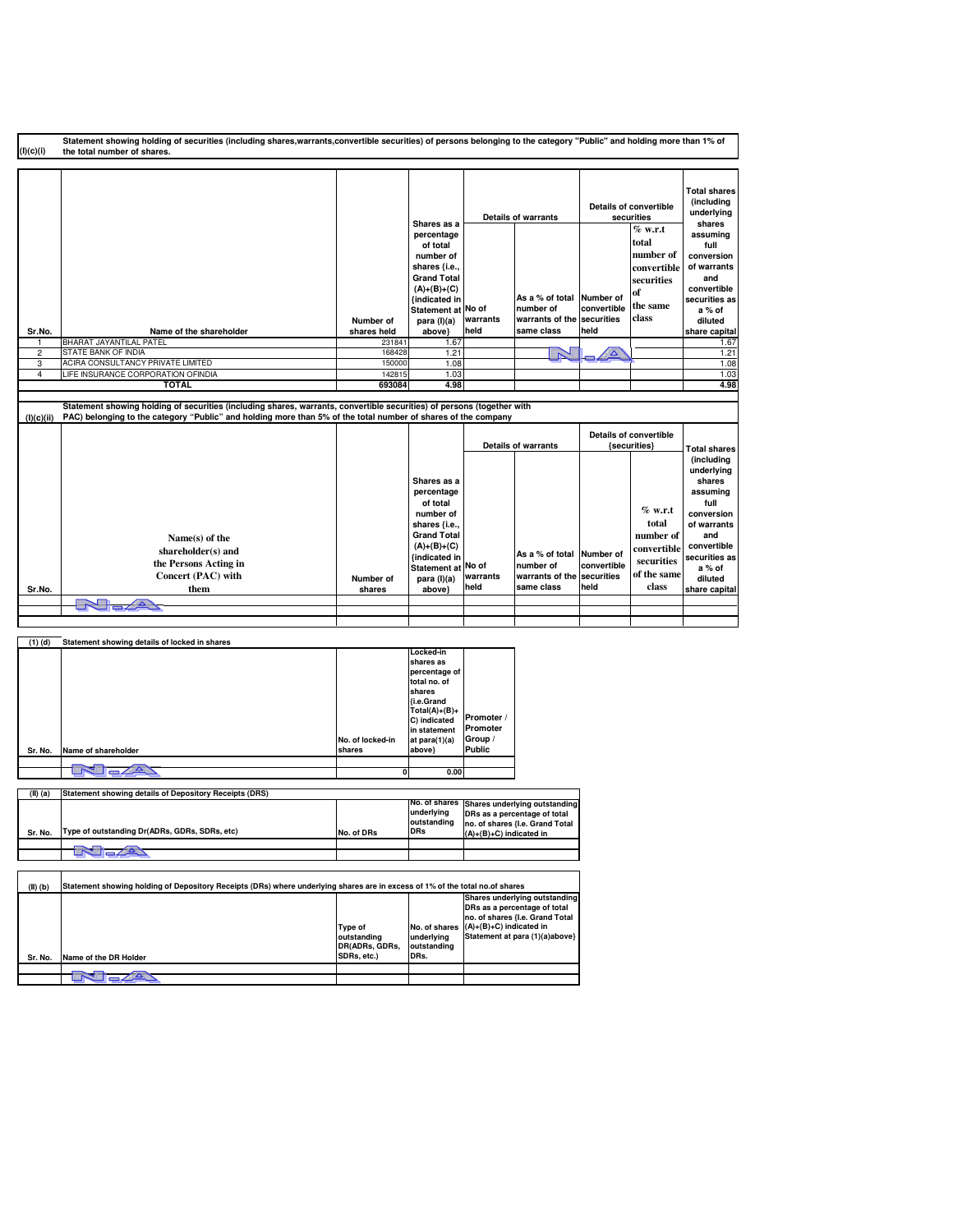## (I)(c)(i) Statement showing holding of securities (including shares,warrants,convertible securities) of persons belonging to the category "Public" and holding more than 1% of the total number of shares.

| Sr.No. | Name of the shareholder | Number of shares held | Shares as a percentage of total number of shares {i.e., Grand Total (A)+(B)+(C) indicated in Statement at para (I)(a) above} | Details of warrants | | Details of convertible securities | | Total shares (including underlying shares assuming full conversion of warrants and convertible securities as a % of diluted share capital |
|---|---|---|---|---|---|---|---|---|
| | | | | No of warrants held | As a % of total number of warrants of the same class | Number of convertible securities held | % w.r.t total number of convertible securities of the same class | |
| 1 | BHARAT JAYANTILAL PATEL | 231841 | 1.67 | | | | | 1.67 |
| 2 | STATE BANK OF INDIA | 168428 | 1.21 | | N.A | | | 1.21 |
| 3 | ACIRA CONSULTANCY PRIVATE LIMITED | 150000 | 1.08 | | | | | 1.08 |
| 4 | LIFE INSURANCE CORPORATION OFINDIA | 142815 | 1.03 | | | | | 1.03 |
| | TOTAL | 693084 | 4.98 | | | | | 4.98 |

## (I)(c)(ii) Statement showing holding of securities (including shares, warrants, convertible securities) of persons (together with PAC) belonging to the category "Public" and holding more than 5% of the total number of shares of the company

| Sr.No. | Name(s) of the shareholder(s) and the Persons Acting in Concert (PAC) with them | Number of shares | Shares as a percentage of total number of shares {i.e., Grand Total (A)+(B)+(C) indicated in Statement at para (I)(a) above} | Details of warrants | | Details of convertible {securities} | | Total shares (including underlying shares assuming full conversion of warrants and convertible securities as a % of diluted share capital |
|---|---|---|---|---|---|---|---|---|
| | | | | No of warrants held | As a % of total number of warrants of the same class | Number of convertible securities held | % w.r.t total number of convertible securities of the same class | |
| | N.A | | | | | | | |

## (1) (d) Statement showing details of locked in shares

| Sr. No. | Name of shareholder | No. of locked-in shares | Locked-in shares as percentage of total no. of shares {i.e.Grand Total(A)+(B)+C) indicated in statement at para(1)(a) above} | Promoter / Promoter Group / Public |
|---|---|---|---|---|
| | N.A | 0 | 0.00 | |

## (II) (a) Statement showing details of Depository Receipts (DRS)

| Sr. No. | Type of outstanding Dr(ADRs, GDRs, SDRs, etc) | No. of DRs | No. of shares underlying outstanding DRs | Shares underlying outstanding DRs as a percentage of total no. of shares {i.e. Grand Total (A)+(B)+C) indicated in |
|---|---|---|---|---|
| | N.A | | | |

## (II) (b) Statement showing holding of Depository Receipts (DRs) where underlying shares are in excess of 1% of the total no.of shares

| Sr. No. | Name of the DR Holder | Type of outstanding DR(ADRs, GDRs, SDRs, etc.) | No. of shares underlying outstanding DRs. | Shares underlying outstanding DRs as a percentage of total no. of shares {I.e. Grand Total (A)+(B)+C) indicated in Statement at para (1)(a)above} |
|---|---|---|---|---|
| | N.A | | | |